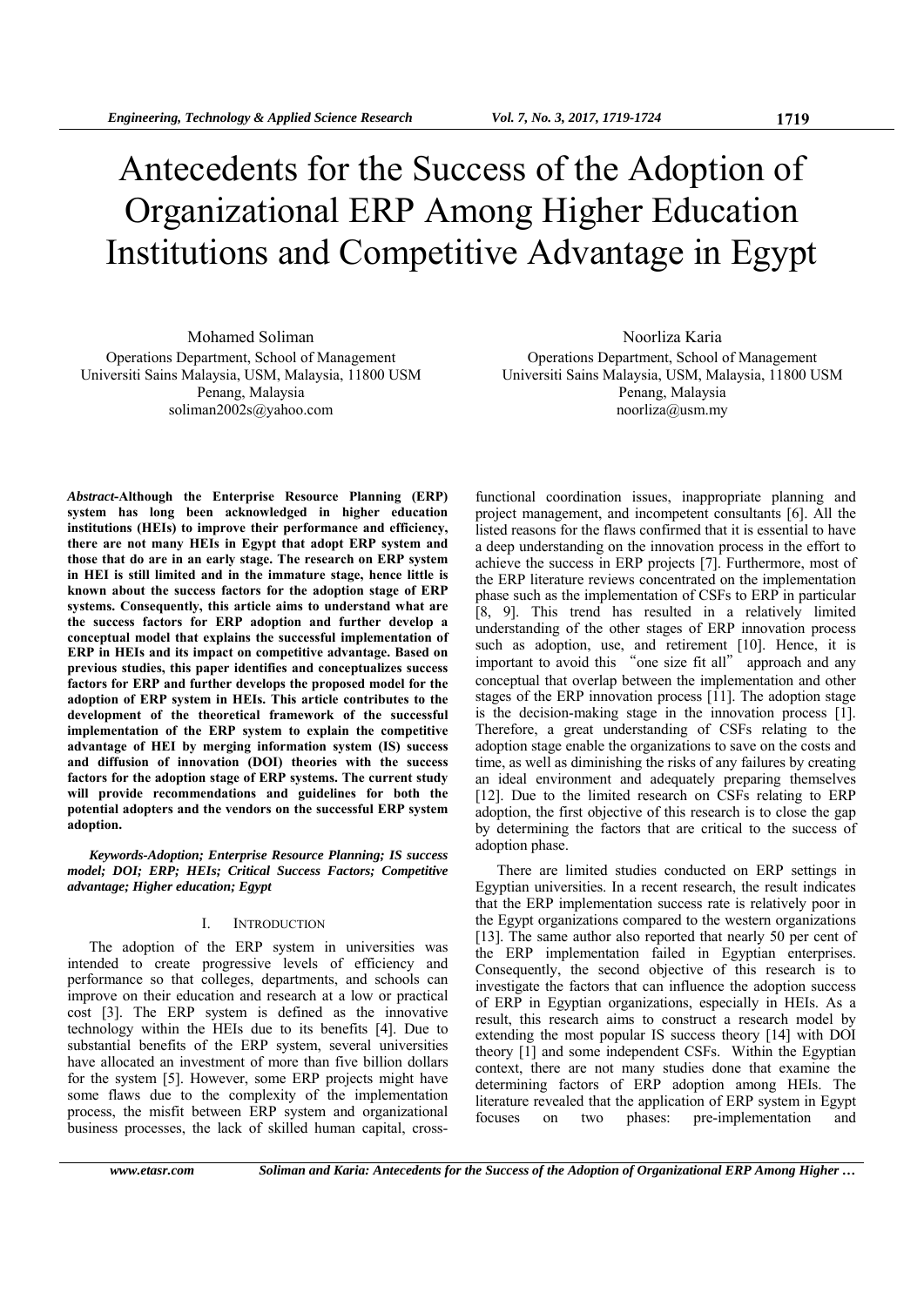# Antecedents for the Success of the Adoption of Organizational ERP Among Higher Education Institutions and Competitive Advantage in Egypt

Mohamed Soliman
Operations Department, School of Management
Universiti Sains Malaysia, USM, Malaysia, 11800 USM
Penang, Malaysia
soliman2002s@yahoo.com

Noorliza Karia
Operations Department, School of Management
Universiti Sains Malaysia, USM, Malaysia, 11800 USM
Penang, Malaysia
noorliza@usm.my

***Abstract*-Although the Enterprise Resource Planning (ERP) system has long been acknowledged in higher education institutions (HEIs) to improve their performance and efficiency, there are not many HEIs in Egypt that adopt ERP system and those that do are in an early stage. The research on ERP system in HEI is still limited and in the immature stage, hence little is known about the success factors for the adoption stage of ERP systems. Consequently, this article aims to understand what are the success factors for ERP adoption and further develop a conceptual model that explains the successful implementation of ERP in HEIs and its impact on competitive advantage. Based on previous studies, this paper identifies and conceptualizes success factors for ERP and further develops the proposed model for the adoption of ERP system in HEIs. This article contributes to the development of the theoretical framework of the successful implementation of the ERP system to explain the competitive advantage of HEI by merging information system (IS) success and diffusion of innovation (DOI) theories with the success factors for the adoption stage of ERP systems. The current study will provide recommendations and guidelines for both the potential adopters and the vendors on the successful ERP system adoption.**

***Keywords-Adoption; Enterprise Resource Planning; IS success model; DOI; ERP; HEIs; Critical Success Factors; Competitive advantage; Higher education; Egypt***

## I. Introduction

The adoption of the ERP system in universities was intended to create progressive levels of efficiency and performance so that colleges, departments, and schools can improve on their education and research at a low or practical cost [3]. The ERP system is defined as the innovative technology within the HEIs due to its benefits [4]. Due to substantial benefits of the ERP system, several universities have allocated an investment of more than five billion dollars for the system [5]. However, some ERP projects might have some flaws due to the complexity of the implementation process, the misfit between ERP system and organizational business processes, the lack of skilled human capital, cross-functional coordination issues, inappropriate planning and project management, and incompetent consultants [6]. All the listed reasons for the flaws confirmed that it is essential to have a deep understanding on the innovation process in the effort to achieve the success in ERP projects [7]. Furthermore, most of the ERP literature reviews concentrated on the implementation phase such as the implementation of CSFs to ERP in particular [8, 9]. This trend has resulted in a relatively limited understanding of the other stages of ERP innovation process such as adoption, use, and retirement [10]. Hence, it is important to avoid this "one size fit all" approach and any conceptual that overlap between the implementation and other stages of the ERP innovation process [11]. The adoption stage is the decision-making stage in the innovation process [1]. Therefore, a great understanding of CSFs relating to the adoption stage enable the organizations to save on the costs and time, as well as diminishing the risks of any failures by creating an ideal environment and adequately preparing themselves [12]. Due to the limited research on CSFs relating to ERP adoption, the first objective of this research is to close the gap by determining the factors that are critical to the success of adoption phase.

There are limited studies conducted on ERP settings in Egyptian universities. In a recent research, the result indicates that the ERP implementation success rate is relatively poor in the Egypt organizations compared to the western organizations [13]. The same author also reported that nearly 50 per cent of the ERP implementation failed in Egyptian enterprises. Consequently, the second objective of this research is to investigate the factors that can influence the adoption success of ERP in Egyptian organizations, especially in HEIs. As a result, this research aims to construct a research model by extending the most popular IS success theory [14] with DOI theory [1] and some independent CSFs. Within the Egyptian context, there are not many studies done that examine the determining factors of ERP adoption among HEIs. The literature revealed that the application of ERP system in Egypt focuses on two phases: pre-implementation and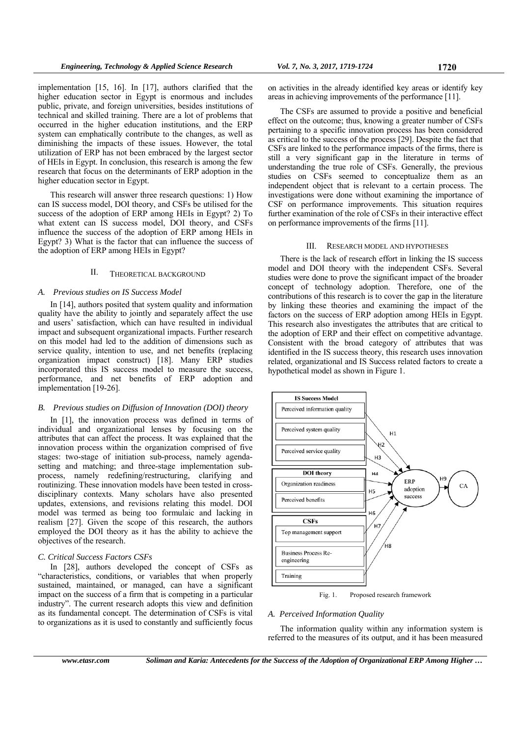implementation [15, 16]. In [17], authors clarified that the higher education sector in Egypt is enormous and includes public, private, and foreign universities, besides institutions of technical and skilled training. There are a lot of problems that occurred in the higher education institutions, and the ERP system can emphatically contribute to the changes, as well as diminishing the impacts of these issues. However, the total utilization of ERP has not been embraced by the largest sector of HEIs in Egypt. In conclusion, this research is among the few research that focus on the determinants of ERP adoption in the higher education sector in Egypt.

This research will answer three research questions: 1) How can IS success model, DOI theory, and CSFs be utilised for the success of the adoption of ERP among HEIs in Egypt? 2) To what extent can IS success model, DOI theory, and CSFs influence the success of the adoption of ERP among HEIs in Egypt? 3) What is the factor that can influence the success of the adoption of ERP among HEIs in Egypt?

## II. Theoretical Background

### A. Previous studies on IS Success Model

In [14], authors posited that system quality and information quality have the ability to jointly and separately affect the use and users' satisfaction, which can have resulted in individual impact and subsequent organizational impacts. Further research on this model had led to the addition of dimensions such as service quality, intention to use, and net benefits (replacing organization impact construct) [18]. Many ERP studies incorporated this IS success model to measure the success, performance, and net benefits of ERP adoption and implementation [19-26].

### B. Previous studies on Diffusion of Innovation (DOI) theory

In [1], the innovation process was defined in terms of individual and organizational lenses by focusing on the attributes that can affect the process. It was explained that the innovation process within the organization comprised of five stages: two-stage of initiation sub-process, namely agenda-setting and matching; and three-stage implementation sub-process, namely redefining/restructuring, clarifying and routinizing. These innovation models have been tested in cross-disciplinary contexts. Many scholars have also presented updates, extensions, and revisions relating this model. DOI model was termed as being too formulaic and lacking in realism [27]. Given the scope of this research, the authors employed the DOI theory as it has the ability to achieve the objectives of the research.

### C. Critical Success Factors CSFs

In [28], authors developed the concept of CSFs as "characteristics, conditions, or variables that when properly sustained, maintained, or managed, can have a significant impact on the success of a firm that is competing in a particular industry". The current research adopts this view and definition as its fundamental concept. The determination of CSFs is vital to organizations as it is used to constantly and sufficiently focus on activities in the already identified key areas or identify key areas in achieving improvements of the performance [11].

The CSFs are assumed to provide a positive and beneficial effect on the outcome; thus, knowing a greater number of CSFs pertaining to a specific innovation process has been considered as critical to the success of the process [29]. Despite the fact that CSFs are linked to the performance impacts of the firms, there is still a very significant gap in the literature in terms of understanding the true role of CSFs. Generally, the previous studies on CSFs seemed to conceptualize them as an independent object that is relevant to a certain process. The investigations were done without examining the importance of CSF on performance improvements. This situation requires further examination of the role of CSFs in their interactive effect on performance improvements of the firms [11].

## III. Research Model and Hypotheses

There is the lack of research effort in linking the IS success model and DOI theory with the independent CSFs. Several studies were done to prove the significant impact of the broader concept of technology adoption. Therefore, one of the contributions of this research is to cover the gap in the literature by linking these theories and examining the impact of the factors on the success of ERP adoption among HEIs in Egypt. This research also investigates the attributes that are critical to the adoption of ERP and their effect on competitive advantage. Consistent with the broad category of attributes that was identified in the IS success theory, this research uses innovation related, organizational and IS Success related factors to create a hypothetical model as shown in Figure 1.

Fig. 1. Proposed research framework

### A. Perceived Information Quality

The information quality within any information system is referred to the measures of its output, and it has been measured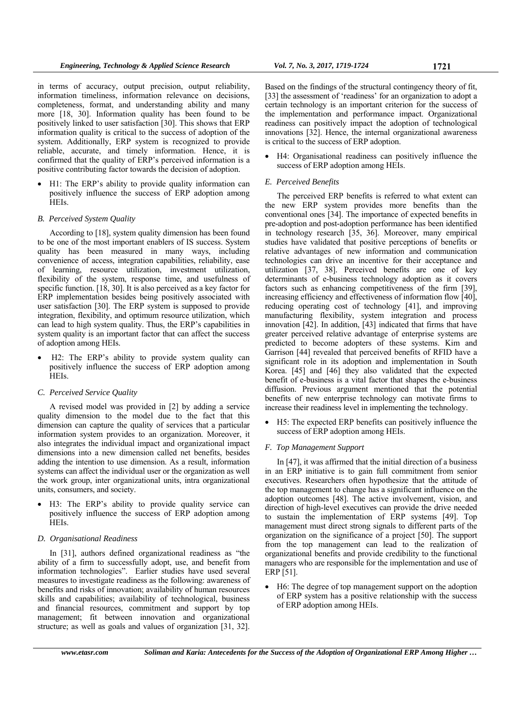in terms of accuracy, output precision, output reliability, information timeliness, information relevance on decisions, completeness, format, and understanding ability and many more [18, 30]. Information quality has been found to be positively linked to user satisfaction [30]. This shows that ERP information quality is critical to the success of adoption of the system. Additionally, ERP system is recognized to provide reliable, accurate, and timely information. Hence, it is confirmed that the quality of ERP's perceived information is a positive contributing factor towards the decision of adoption.

- H1: The ERP's ability to provide quality information can positively influence the success of ERP adoption among HEIs.

### *B. Perceived System Quality*

According to [18], system quality dimension has been found to be one of the most important enablers of IS success. System quality has been measured in many ways, including convenience of access, integration capabilities, reliability, ease of learning, resource utilization, investment utilization, flexibility of the system, response time, and usefulness of specific function. [18, 30]. It is also perceived as a key factor for ERP implementation besides being positively associated with user satisfaction [30]. The ERP system is supposed to provide integration, flexibility, and optimum resource utilization, which can lead to high system quality. Thus, the ERP's capabilities in system quality is an important factor that can affect the success of adoption among HEIs.

- H2: The ERP's ability to provide system quality can positively influence the success of ERP adoption among HEIs.

### *C. Perceived Service Quality*

A revised model was provided in [2] by adding a service quality dimension to the model due to the fact that this dimension can capture the quality of services that a particular information system provides to an organization. Moreover, it also integrates the individual impact and organizational impact dimensions into a new dimension called net benefits, besides adding the intention to use dimension. As a result, information systems can affect the individual user or the organization as well the work group, inter organizational units, intra organizational units, consumers, and society.

- H3: The ERP's ability to provide quality service can positively influence the success of ERP adoption among HEIs.

### *D. Organisational Readiness*

In [31], authors defined organizational readiness as "the ability of a firm to successfully adopt, use, and benefit from information technologies". Earlier studies have used several measures to investigate readiness as the following: awareness of benefits and risks of innovation; availability of human resources skills and capabilities; availability of technological, business and financial resources, commitment and support by top management; fit between innovation and organizational structure; as well as goals and values of organization [31, 32]. Based on the findings of the structural contingency theory of fit, [33] the assessment of 'readiness' for an organization to adopt a certain technology is an important criterion for the success of the implementation and performance impact. Organizational readiness can positively impact the adoption of technological innovations [32]. Hence, the internal organizational awareness is critical to the success of ERP adoption.

- H4: Organisational readiness can positively influence the success of ERP adoption among HEIs.

### *E. Perceived Benefits*

The perceived ERP benefits is referred to what extent can the new ERP system provides more benefits than the conventional ones [34]. The importance of expected benefits in pre-adoption and post-adoption performance has been identified in technology research [35, 36]. Moreover, many empirical studies have validated that positive perceptions of benefits or relative advantages of new information and communication technologies can drive an incentive for their acceptance and utilization [37, 38]. Perceived benefits are one of key determinants of e-business technology adoption as it covers factors such as enhancing competitiveness of the firm [39], increasing efficiency and effectiveness of information flow [40], reducing operating cost of technology [41], and improving manufacturing flexibility, system integration and process innovation [42]. In addition, [43] indicated that firms that have greater perceived relative advantage of enterprise systems are predicted to become adopters of these systems. Kim and Garrison [44] revealed that perceived benefits of RFID have a significant role in its adoption and implementation in South Korea. [45] and [46] they also validated that the expected benefit of e-business is a vital factor that shapes the e-business diffusion. Previous argument mentioned that the potential benefits of new enterprise technology can motivate firms to increase their readiness level in implementing the technology.

- H5: The expected ERP benefits can positively influence the success of ERP adoption among HEIs.

### *F. Top Management Support*

In [47], it was affirmed that the initial direction of a business in an ERP initiative is to gain full commitment from senior executives. Researchers often hypothesize that the attitude of the top management to change has a significant influence on the adoption outcomes [48]. The active involvement, vision, and direction of high-level executives can provide the drive needed to sustain the implementation of ERP systems [49]. Top management must direct strong signals to different parts of the organization on the significance of a project [50]. The support from the top management can lead to the realization of organizational benefits and provide credibility to the functional managers who are responsible for the implementation and use of ERP [51].

- H6: The degree of top management support on the adoption of ERP system has a positive relationship with the success of ERP adoption among HEIs.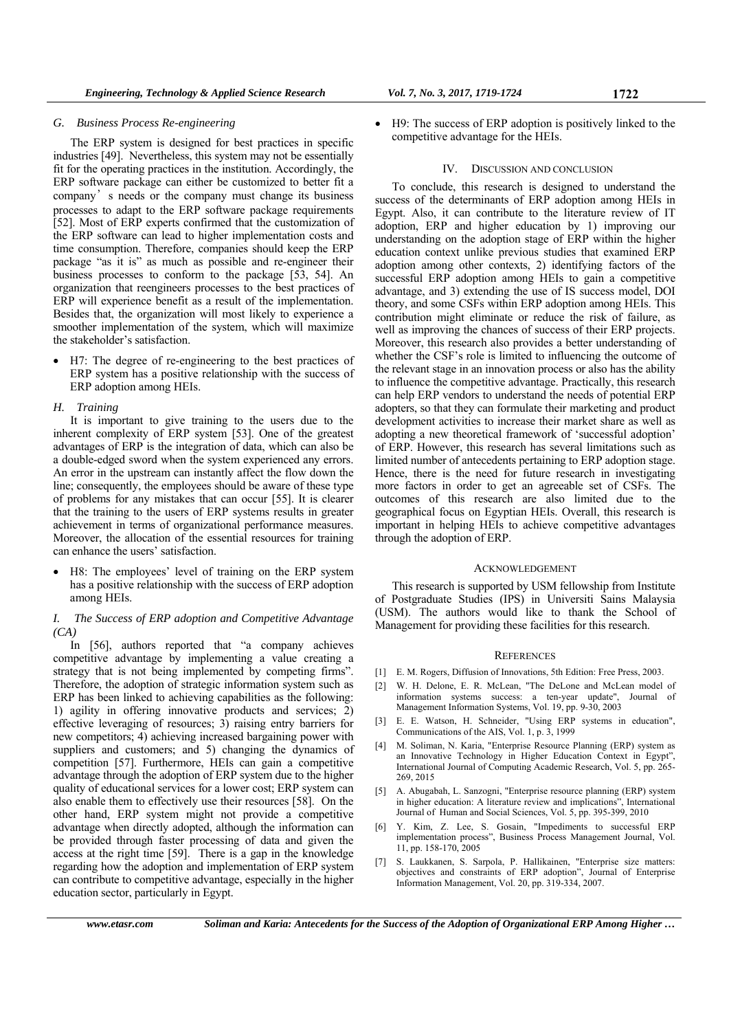### G. Business Process Re-engineering

The ERP system is designed for best practices in specific industries [49]. Nevertheless, this system may not be essentially fit for the operating practices in the institution. Accordingly, the ERP software package can either be customized to better fit a company's needs or the company must change its business processes to adapt to the ERP software package requirements [52]. Most of ERP experts confirmed that the customization of the ERP software can lead to higher implementation costs and time consumption. Therefore, companies should keep the ERP package "as it is" as much as possible and re-engineer their business processes to conform to the package [53, 54]. An organization that reengineers processes to the best practices of ERP will experience benefit as a result of the implementation. Besides that, the organization will most likely to experience a smoother implementation of the system, which will maximize the stakeholder's satisfaction.

- H7: The degree of re-engineering to the best practices of ERP system has a positive relationship with the success of ERP adoption among HEIs.

### H. Training

It is important to give training to the users due to the inherent complexity of ERP system [53]. One of the greatest advantages of ERP is the integration of data, which can also be a double-edged sword when the system experienced any errors. An error in the upstream can instantly affect the flow down the line; consequently, the employees should be aware of these type of problems for any mistakes that can occur [55]. It is clearer that the training to the users of ERP systems results in greater achievement in terms of organizational performance measures. Moreover, the allocation of the essential resources for training can enhance the users' satisfaction.

- H8: The employees' level of training on the ERP system has a positive relationship with the success of ERP adoption among HEIs.

### I. The Success of ERP adoption and Competitive Advantage (CA)

In [56], authors reported that "a company achieves competitive advantage by implementing a value creating a strategy that is not being implemented by competing firms". Therefore, the adoption of strategic information system such as ERP has been linked to achieving capabilities as the following: 1) agility in offering innovative products and services; 2) effective leveraging of resources; 3) raising entry barriers for new competitors; 4) achieving increased bargaining power with suppliers and customers; and 5) changing the dynamics of competition [57]. Furthermore, HEIs can gain a competitive advantage through the adoption of ERP system due to the higher quality of educational services for a lower cost; ERP system can also enable them to effectively use their resources [58]. On the other hand, ERP system might not provide a competitive advantage when directly adopted, although the information can be provided through faster processing of data and given the access at the right time [59]. There is a gap in the knowledge regarding how the adoption and implementation of ERP system can contribute to competitive advantage, especially in the higher education sector, particularly in Egypt.

- H9: The success of ERP adoption is positively linked to the competitive advantage for the HEIs.

## IV. Discussion and Conclusion

To conclude, this research is designed to understand the success of the determinants of ERP adoption among HEIs in Egypt. Also, it can contribute to the literature review of IT adoption, ERP and higher education by 1) improving our understanding on the adoption stage of ERP within the higher education context unlike previous studies that examined ERP adoption among other contexts, 2) identifying factors of the successful ERP adoption among HEIs to gain a competitive advantage, and 3) extending the use of IS success model, DOI theory, and some CSFs within ERP adoption among HEIs. This contribution might eliminate or reduce the risk of failure, as well as improving the chances of success of their ERP projects. Moreover, this research also provides a better understanding of whether the CSF's role is limited to influencing the outcome of the relevant stage in an innovation process or also has the ability to influence the competitive advantage. Practically, this research can help ERP vendors to understand the needs of potential ERP adopters, so that they can formulate their marketing and product development activities to increase their market share as well as adopting a new theoretical framework of 'successful adoption' of ERP. However, this research has several limitations such as limited number of antecedents pertaining to ERP adoption stage. Hence, there is the need for future research in investigating more factors in order to get an agreeable set of CSFs. The outcomes of this research are also limited due to the geographical focus on Egyptian HEIs. Overall, this research is important in helping HEIs to achieve competitive advantages through the adoption of ERP.

## Acknowledgement

This research is supported by USM fellowship from Institute of Postgraduate Studies (IPS) in Universiti Sains Malaysia (USM). The authors would like to thank the School of Management for providing these facilities for this research.

## References

[1] E. M. Rogers, Diffusion of Innovations, 5th Edition: Free Press, 2003.

[2] W. H. Delone, E. R. McLean, "The DeLone and McLean model of information systems success: a ten-year update", Journal of Management Information Systems, Vol. 19, pp. 9-30, 2003

[3] E. E. Watson, H. Schneider, "Using ERP systems in education", Communications of the AIS, Vol. 1, p. 3, 1999

[4] M. Soliman, N. Karia, "Enterprise Resource Planning (ERP) system as an Innovative Technology in Higher Education Context in Egypt", International Journal of Computing Academic Research, Vol. 5, pp. 265-269, 2015

[5] A. Abugabah, L. Sanzogni, "Enterprise resource planning (ERP) system in higher education: A literature review and implications", International Journal of Human and Social Sciences, Vol. 5, pp. 395-399, 2010

[6] Y. Kim, Z. Lee, S. Gosain, "Impediments to successful ERP implementation process", Business Process Management Journal, Vol. 11, pp. 158-170, 2005

[7] S. Laukkanen, S. Sarpola, P. Hallikainen, "Enterprise size matters: objectives and constraints of ERP adoption", Journal of Enterprise Information Management, Vol. 20, pp. 319-334, 2007.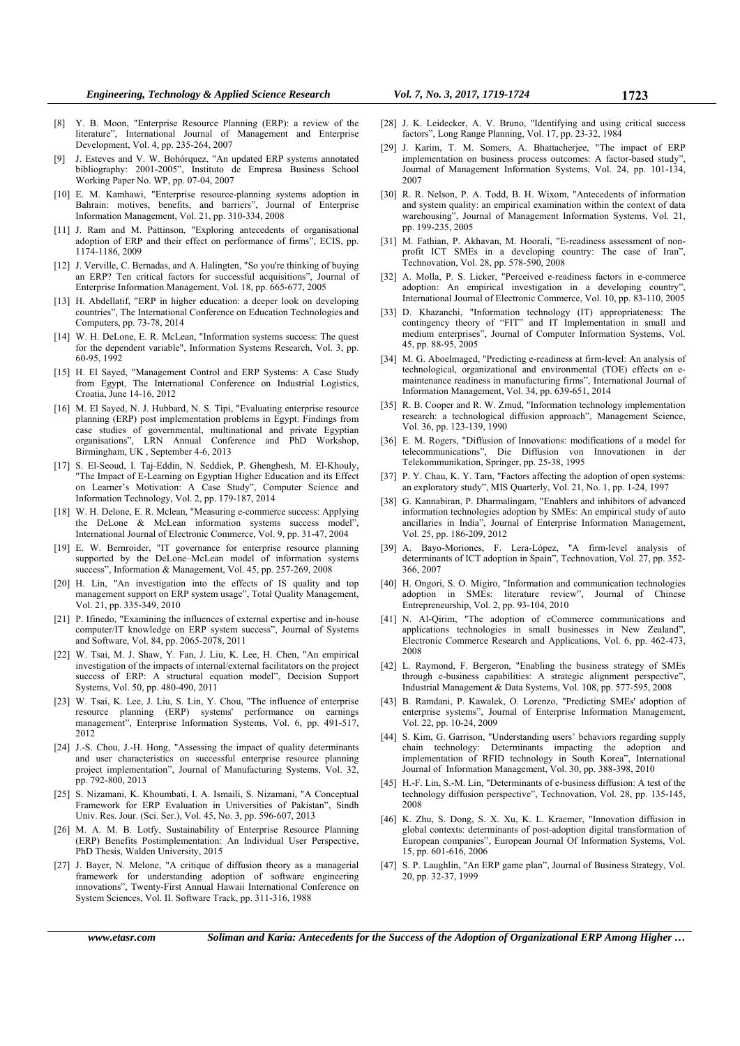[8] Y. B. Moon, "Enterprise Resource Planning (ERP): a review of the literature", International Journal of Management and Enterprise Development, Vol. 4, pp. 235-264, 2007

[9] J. Esteves and V. W. Bohórquez, "An updated ERP systems annotated bibliography: 2001-2005", Instituto de Empresa Business School Working Paper No. WP, pp. 07-04, 2007

[10] E. M. Kamhawi, "Enterprise resource-planning systems adoption in Bahrain: motives, benefits, and barriers", Journal of Enterprise Information Management, Vol. 21, pp. 310-334, 2008

[11] J. Ram and M. Pattinson, "Exploring antecedents of organisational adoption of ERP and their effect on performance of firms", ECIS, pp. 1174-1186, 2009

[12] J. Verville, C. Bernadas, and A. Halingten, "So you're thinking of buying an ERP? Ten critical factors for successful acquisitions", Journal of Enterprise Information Management, Vol. 18, pp. 665-677, 2005

[13] H. Abdellatif, "ERP in higher education: a deeper look on developing countries", The International Conference on Education Technologies and Computers, pp. 73-78, 2014

[14] W. H. DeLone, E. R. McLean, "Information systems success: The quest for the dependent variable", Information Systems Research, Vol. 3, pp. 60-95, 1992

[15] H. El Sayed, "Management Control and ERP Systems: A Case Study from Egypt, The International Conference on Industrial Logistics, Croatia, June 14-16, 2012

[16] M. El Sayed, N. J. Hubbard, N. S. Tipi, "Evaluating enterprise resource planning (ERP) post implementation problems in Egypt: Findings from case studies of governmental, multinational and private Egyptian organisations", LRN Annual Conference and PhD Workshop, Birmingham, UK , September 4-6, 2013

[17] S. El-Seoud, I. Taj-Eddin, N. Seddiek, P. Ghenghesh, M. El-Khouly, "The Impact of E-Learning on Egyptian Higher Education and its Effect on Learner's Motivation: A Case Study", Computer Science and Information Technology, Vol. 2, pp. 179-187, 2014

[18] W. H. Delone, E. R. Mclean, "Measuring e-commerce success: Applying the DeLone & McLean information systems success model", International Journal of Electronic Commerce, Vol. 9, pp. 31-47, 2004

[19] E. W. Bernroider, "IT governance for enterprise resource planning supported by the DeLone–McLean model of information systems success", Information & Management, Vol. 45, pp. 257-269, 2008

[20] H. Lin, "An investigation into the effects of IS quality and top management support on ERP system usage", Total Quality Management, Vol. 21, pp. 335-349, 2010

[21] P. Ifinedo, "Examining the influences of external expertise and in-house computer/IT knowledge on ERP system success", Journal of Systems and Software, Vol. 84, pp. 2065-2078, 2011

[22] W. Tsai, M. J. Shaw, Y. Fan, J. Liu, K. Lee, H. Chen, "An empirical investigation of the impacts of internal/external facilitators on the project success of ERP: A structural equation model", Decision Support Systems, Vol. 50, pp. 480-490, 2011

[23] W. Tsai, K. Lee, J. Liu, S. Lin, Y. Chou, "The influence of enterprise resource planning (ERP) systems' performance on earnings management", Enterprise Information Systems, Vol. 6, pp. 491-517, 2012

[24] J.-S. Chou, J.-H. Hong, "Assessing the impact of quality determinants and user characteristics on successful enterprise resource planning project implementation", Journal of Manufacturing Systems, Vol. 32, pp. 792-800, 2013

[25] S. Nizamani, K. Khoumbati, I. A. Ismaili, S. Nizamani, "A Conceptual Framework for ERP Evaluation in Universities of Pakistan", Sindh Univ. Res. Jour. (Sci. Ser.), Vol. 45, No. 3, pp. 596-607, 2013

[26] M. A. M. B. Lotfy, Sustainability of Enterprise Resource Planning (ERP) Benefits Postimplementation: An Individual User Perspective, PhD Thesis, Walden University, 2015

[27] J. Bayer, N. Melone, "A critique of diffusion theory as a managerial framework for understanding adoption of software engineering innovations", Twenty-First Annual Hawaii International Conference on System Sciences, Vol. II. Software Track, pp. 311-316, 1988

[28] J. K. Leidecker, A. V. Bruno, "Identifying and using critical success factors", Long Range Planning, Vol. 17, pp. 23-32, 1984

[29] J. Karim, T. M. Somers, A. Bhattacherjee, "The impact of ERP implementation on business process outcomes: A factor-based study", Journal of Management Information Systems, Vol. 24, pp. 101-134, 2007

[30] R. R. Nelson, P. A. Todd, B. H. Wixom, "Antecedents of information and system quality: an empirical examination within the context of data warehousing", Journal of Management Information Systems, Vol. 21, pp. 199-235, 2005

[31] M. Fathian, P. Akhavan, M. Hoorali, "E-readiness assessment of non-profit ICT SMEs in a developing country: The case of Iran", Technovation, Vol. 28, pp. 578-590, 2008

[32] A. Molla, P. S. Licker, "Perceived e-readiness factors in e-commerce adoption: An empirical investigation in a developing country", International Journal of Electronic Commerce, Vol. 10, pp. 83-110, 2005

[33] D. Khazanchi, "Information technology (IT) appropriateness: The contingency theory of "FIT" and IT Implementation in small and medium enterprises", Journal of Computer Information Systems, Vol. 45, pp. 88-95, 2005

[34] M. G. Aboelmaged, "Predicting e-readiness at firm-level: An analysis of technological, organizational and environmental (TOE) effects on e-maintenance readiness in manufacturing firms", International Journal of Information Management, Vol. 34, pp. 639-651, 2014

[35] R. B. Cooper and R. W. Zmud, "Information technology implementation research: a technological diffusion approach", Management Science, Vol. 36, pp. 123-139, 1990

[36] E. M. Rogers, "Diffusion of Innovations: modifications of a model for telecommunications", Die Diffusion von Innovationen in der Telekommunikation, Springer, pp. 25-38, 1995

[37] P. Y. Chau, K. Y. Tam, "Factors affecting the adoption of open systems: an exploratory study", MIS Quarterly, Vol. 21, No. 1, pp. 1-24, 1997

[38] G. Kannabiran, P. Dharmalingam, "Enablers and inhibitors of advanced information technologies adoption by SMEs: An empirical study of auto ancillaries in India", Journal of Enterprise Information Management, Vol. 25, pp. 186-209, 2012

[39] A. Bayo-Moriones, F. Lera-López, "A firm-level analysis of determinants of ICT adoption in Spain", Technovation, Vol. 27, pp. 352-366, 2007

[40] H. Ongori, S. O. Migiro, "Information and communication technologies adoption in SMEs: literature review", Journal of Chinese Entrepreneurship, Vol. 2, pp. 93-104, 2010

[41] N. Al-Qirim, "The adoption of eCommerce communications and applications technologies in small businesses in New Zealand", Electronic Commerce Research and Applications, Vol. 6, pp. 462-473, 2008

[42] L. Raymond, F. Bergeron, "Enabling the business strategy of SMEs through e-business capabilities: A strategic alignment perspective", Industrial Management & Data Systems, Vol. 108, pp. 577-595, 2008

[43] B. Ramdani, P. Kawalek, O. Lorenzo, "Predicting SMEs' adoption of enterprise systems", Journal of Enterprise Information Management, Vol. 22, pp. 10-24, 2009

[44] S. Kim, G. Garrison, "Understanding users' behaviors regarding supply chain technology: Determinants impacting the adoption and implementation of RFID technology in South Korea", International Journal of Information Management, Vol. 30, pp. 388-398, 2010

[45] H.-F. Lin, S.-M. Lin, "Determinants of e-business diffusion: A test of the technology diffusion perspective", Technovation, Vol. 28, pp. 135-145, 2008

[46] K. Zhu, S. Dong, S. X. Xu, K. L. Kraemer, "Innovation diffusion in global contexts: determinants of post-adoption digital transformation of European companies", European Journal Of Information Systems, Vol. 15, pp. 601-616, 2006

[47] S. P. Laughlin, "An ERP game plan", Journal of Business Strategy, Vol. 20, pp. 32-37, 1999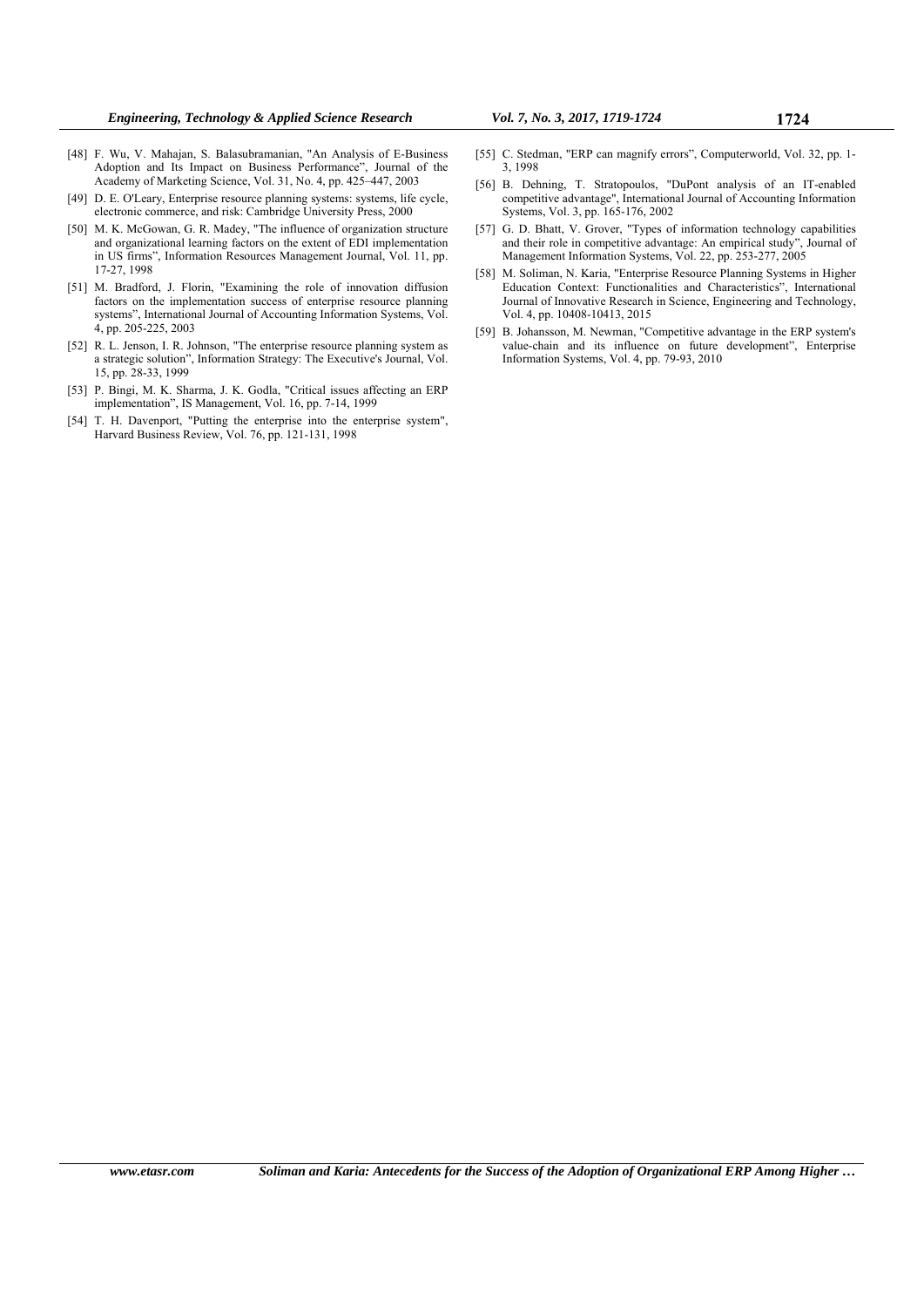[48] F. Wu, V. Mahajan, S. Balasubramanian, "An Analysis of E-Business Adoption and Its Impact on Business Performance", Journal of the Academy of Marketing Science, Vol. 31, No. 4, pp. 425–447, 2003

[49] D. E. O'Leary, Enterprise resource planning systems: systems, life cycle, electronic commerce, and risk: Cambridge University Press, 2000

[50] M. K. McGowan, G. R. Madey, "The influence of organization structure and organizational learning factors on the extent of EDI implementation in US firms", Information Resources Management Journal, Vol. 11, pp. 17-27, 1998

[51] M. Bradford, J. Florin, "Examining the role of innovation diffusion factors on the implementation success of enterprise resource planning systems", International Journal of Accounting Information Systems, Vol. 4, pp. 205-225, 2003

[52] R. L. Jenson, I. R. Johnson, "The enterprise resource planning system as a strategic solution", Information Strategy: The Executive's Journal, Vol. 15, pp. 28-33, 1999

[53] P. Bingi, M. K. Sharma, J. K. Godla, "Critical issues affecting an ERP implementation", IS Management, Vol. 16, pp. 7-14, 1999

[54] T. H. Davenport, "Putting the enterprise into the enterprise system", Harvard Business Review, Vol. 76, pp. 121-131, 1998

[55] C. Stedman, "ERP can magnify errors", Computerworld, Vol. 32, pp. 1-3, 1998

[56] B. Dehning, T. Stratopoulos, "DuPont analysis of an IT-enabled competitive advantage", International Journal of Accounting Information Systems, Vol. 3, pp. 165-176, 2002

[57] G. D. Bhatt, V. Grover, "Types of information technology capabilities and their role in competitive advantage: An empirical study", Journal of Management Information Systems, Vol. 22, pp. 253-277, 2005

[58] M. Soliman, N. Karia, "Enterprise Resource Planning Systems in Higher Education Context: Functionalities and Characteristics", International Journal of Innovative Research in Science, Engineering and Technology, Vol. 4, pp. 10408-10413, 2015

[59] B. Johansson, M. Newman, "Competitive advantage in the ERP system's value-chain and its influence on future development", Enterprise Information Systems, Vol. 4, pp. 79-93, 2010